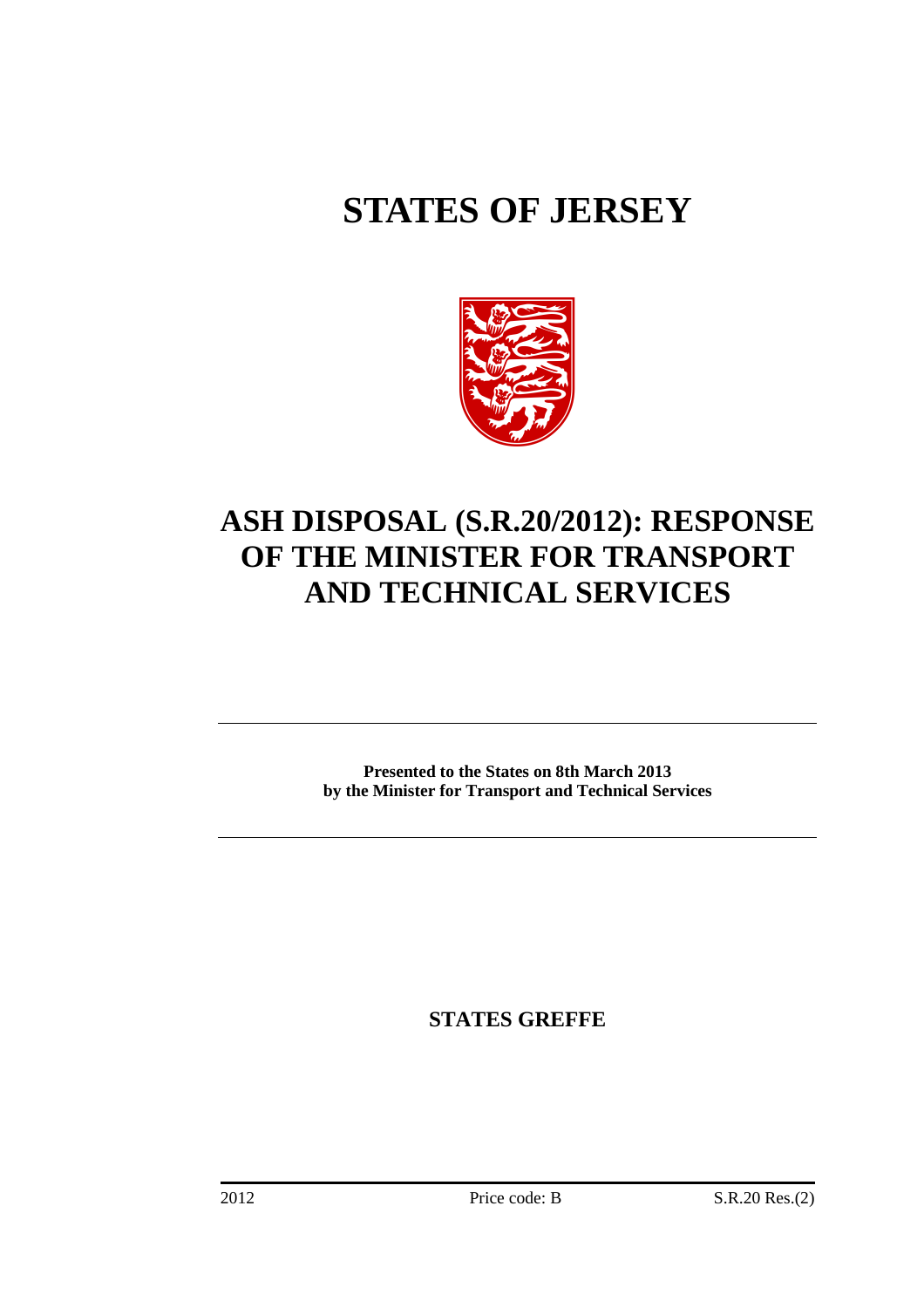# STATES OF JERSEY

## ASH DISPOSAL (S.R.20/2012): RESPONSE OF THE MINISTER FOR TRANSPORT AND TECHNICAL SERVICES

---

**Presented to the States on 8th March 2013**
**by the Minister for Transport and Technical Services**

---

**STATES GREFFE**

2012 Price code: B S.R.20 Res.(2)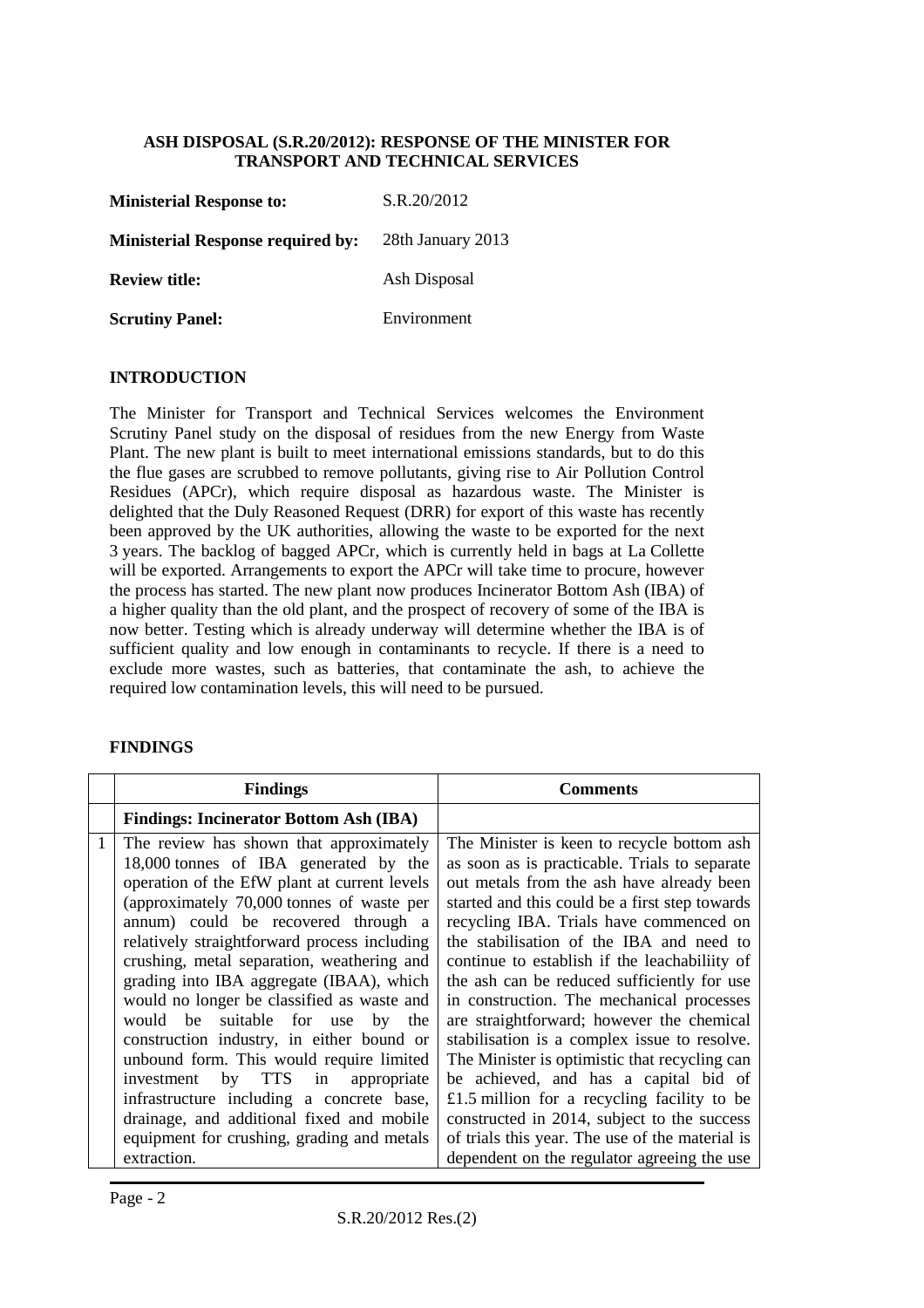**ASH DISPOSAL (S.R.20/2012): RESPONSE OF THE MINISTER FOR TRANSPORT AND TECHNICAL SERVICES**

| | |
|---|---|
| **Ministerial Response to:** | S.R.20/2012 |
| **Ministerial Response required by:** | 28th January 2013 |
| **Review title:** | Ash Disposal |
| **Scrutiny Panel:** | Environment |

## INTRODUCTION

The Minister for Transport and Technical Services welcomes the Environment Scrutiny Panel study on the disposal of residues from the new Energy from Waste Plant. The new plant is built to meet international emissions standards, but to do this the flue gases are scrubbed to remove pollutants, giving rise to Air Pollution Control Residues (APCr), which require disposal as hazardous waste. The Minister is delighted that the Duly Reasoned Request (DRR) for export of this waste has recently been approved by the UK authorities, allowing the waste to be exported for the next 3 years. The backlog of bagged APCr, which is currently held in bags at La Collette will be exported. Arrangements to export the APCr will take time to procure, however the process has started. The new plant now produces Incinerator Bottom Ash (IBA) of a higher quality than the old plant, and the prospect of recovery of some of the IBA is now better. Testing which is already underway will determine whether the IBA is of sufficient quality and low enough in contaminants to recycle. If there is a need to exclude more wastes, such as batteries, that contaminate the ash, to achieve the required low contamination levels, this will need to be pursued.

## FINDINGS

| | Findings | Comments |
|---|---|---|
| | **Findings: Incinerator Bottom Ash (IBA)** | |
| 1 | The review has shown that approximately 18,000 tonnes of IBA generated by the operation of the EfW plant at current levels (approximately 70,000 tonnes of waste per annum) could be recovered through a relatively straightforward process including crushing, metal separation, weathering and grading into IBA aggregate (IBAA), which would no longer be classified as waste and would be suitable for use by the construction industry, in either bound or unbound form. This would require limited investment by TTS in appropriate infrastructure including a concrete base, drainage, and additional fixed and mobile equipment for crushing, grading and metals extraction. | The Minister is keen to recycle bottom ash as soon as is practicable. Trials to separate out metals from the ash have already been started and this could be a first step towards recycling IBA. Trials have commenced on the stabilisation of the IBA and need to continue to establish if the leachability of the ash can be reduced sufficiently for use in construction. The mechanical processes are straightforward; however the chemical stabilisation is a complex issue to resolve. The Minister is optimistic that recycling can be achieved, and has a capital bid of £1.5 million for a recycling facility to be constructed in 2014, subject to the success of trials this year. The use of the material is dependent on the regulator agreeing the use |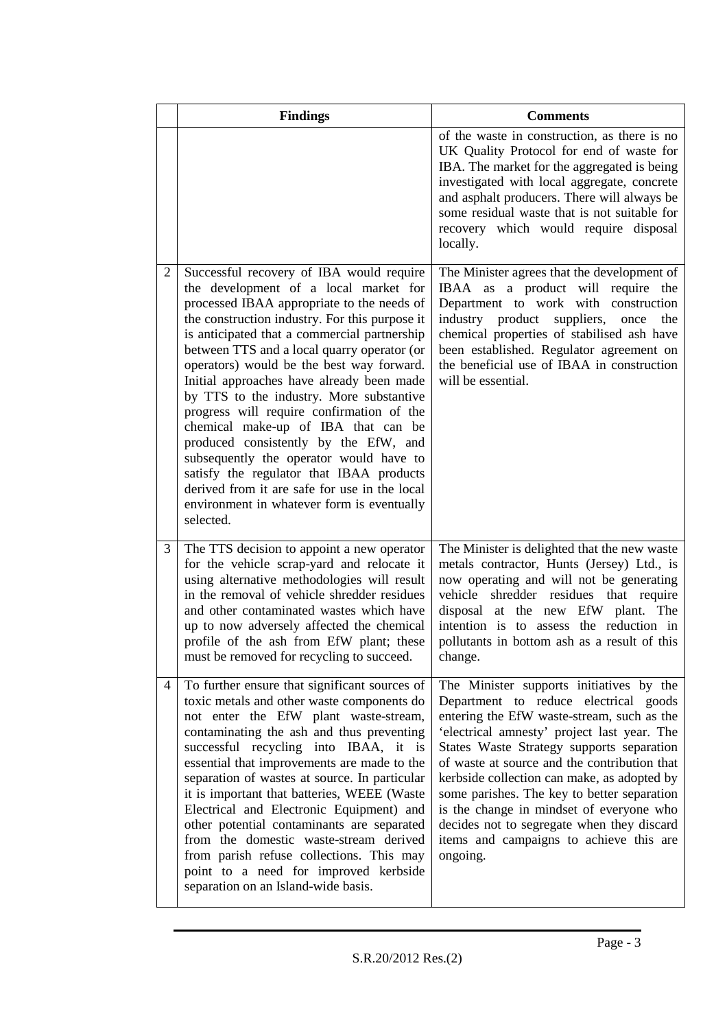|  | Findings | Comments |
|---|---|---|
|  |  | of the waste in construction, as there is no UK Quality Protocol for end of waste for IBA. The market for the aggregated is being investigated with local aggregate, concrete and asphalt producers. There will always be some residual waste that is not suitable for recovery which would require disposal locally. |
| 2 | Successful recovery of IBA would require the development of a local market for processed IBAA appropriate to the needs of the construction industry. For this purpose it is anticipated that a commercial partnership between TTS and a local quarry operator (or operators) would be the best way forward. Initial approaches have already been made by TTS to the industry. More substantive progress will require confirmation of the chemical make-up of IBA that can be produced consistently by the EfW, and subsequently the operator would have to satisfy the regulator that IBAA products derived from it are safe for use in the local environment in whatever form is eventually selected. | The Minister agrees that the development of IBAA as a product will require the Department to work with construction industry product suppliers, once the chemical properties of stabilised ash have been established. Regulator agreement on the beneficial use of IBAA in construction will be essential. |
| 3 | The TTS decision to appoint a new operator for the vehicle scrap-yard and relocate it using alternative methodologies will result in the removal of vehicle shredder residues and other contaminated wastes which have up to now adversely affected the chemical profile of the ash from EfW plant; these must be removed for recycling to succeed. | The Minister is delighted that the new waste metals contractor, Hunts (Jersey) Ltd., is now operating and will not be generating vehicle shredder residues that require disposal at the new EfW plant. The intention is to assess the reduction in pollutants in bottom ash as a result of this change. |
| 4 | To further ensure that significant sources of toxic metals and other waste components do not enter the EfW plant waste-stream, contaminating the ash and thus preventing successful recycling into IBAA, it is essential that improvements are made to the separation of wastes at source. In particular it is important that batteries, WEEE (Waste Electrical and Electronic Equipment) and other potential contaminants are separated from the domestic waste-stream derived from parish refuse collections. This may point to a need for improved kerbside separation on an Island-wide basis. | The Minister supports initiatives by the Department to reduce electrical goods entering the EfW waste-stream, such as the 'electrical amnesty' project last year. The States Waste Strategy supports separation of waste at source and the contribution that kerbside collection can make, as adopted by some parishes. The key to better separation is the change in mindset of everyone who decides not to segregate when they discard items and campaigns to achieve this are ongoing. |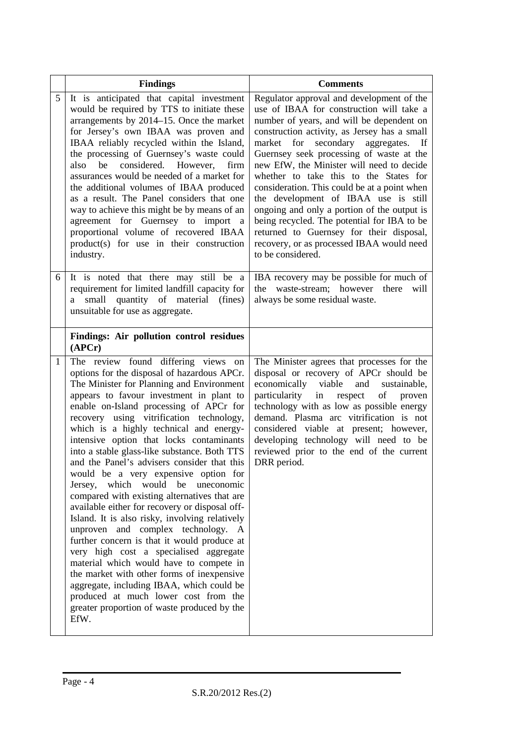| | Findings | Comments |
|---|---|---|
| 5 | It is anticipated that capital investment would be required by TTS to initiate these arrangements by 2014–15. Once the market for Jersey's own IBAA was proven and IBAA reliably recycled within the Island, the processing of Guernsey's waste could also be considered. However, firm assurances would be needed of a market for the additional volumes of IBAA produced as a result. The Panel considers that one way to achieve this might be by means of an agreement for Guernsey to import a proportional volume of recovered IBAA product(s) for use in their construction industry. | Regulator approval and development of the use of IBAA for construction will take a number of years, and will be dependent on construction activity, as Jersey has a small market for secondary aggregates. If Guernsey seek processing of waste at the new EfW, the Minister will need to decide whether to take this to the States for consideration. This could be at a point when the development of IBAA use is still ongoing and only a portion of the output is being recycled. The potential for IBA to be returned to Guernsey for their disposal, recovery, or as processed IBAA would need to be considered. |
| 6 | It is noted that there may still be a requirement for limited landfill capacity for a small quantity of material (fines) unsuitable for use as aggregate. | IBA recovery may be possible for much of the waste-stream; however there will always be some residual waste. |
| | **Findings: Air pollution control residues (APCr)** | |
| 1 | The review found differing views on options for the disposal of hazardous APCr. The Minister for Planning and Environment appears to favour investment in plant to enable on-Island processing of APCr for recovery using vitrification technology, which is a highly technical and energy-intensive option that locks contaminants into a stable glass-like substance. Both TTS and the Panel's advisers consider that this would be a very expensive option for Jersey, which would be uneconomic compared with existing alternatives that are available either for recovery or disposal off-Island. It is also risky, involving relatively unproven and complex technology. A further concern is that it would produce at very high cost a specialised aggregate material which would have to compete in the market with other forms of inexpensive aggregate, including IBAA, which could be produced at much lower cost from the greater proportion of waste produced by the EfW. | The Minister agrees that processes for the disposal or recovery of APCr should be economically viable and sustainable, particularity in respect of proven technology with as low as possible energy demand. Plasma arc vitrification is not considered viable at present; however, developing technology will need to be reviewed prior to the end of the current DRR period. |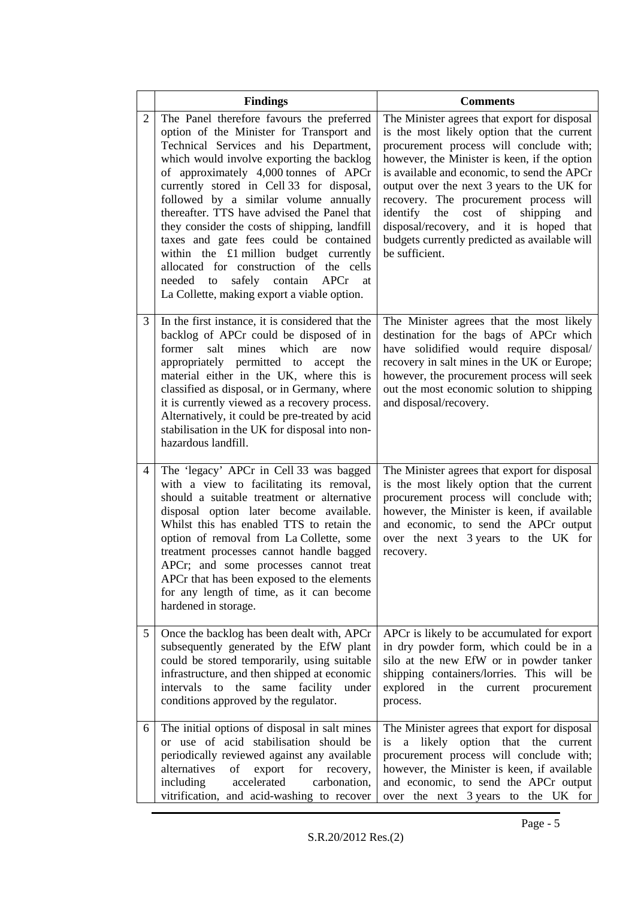| | Findings | Comments |
|---|---|---|
| 2 | The Panel therefore favours the preferred option of the Minister for Transport and Technical Services and his Department, which would involve exporting the backlog of approximately 4,000 tonnes of APCr currently stored in Cell 33 for disposal, followed by a similar volume annually thereafter. TTS have advised the Panel that they consider the costs of shipping, landfill taxes and gate fees could be contained within the £1 million budget currently allocated for construction of the cells needed to safely contain APCr at La Collette, making export a viable option. | The Minister agrees that export for disposal is the most likely option that the current procurement process will conclude with; however, the Minister is keen, if the option is available and economic, to send the APCr output over the next 3 years to the UK for recovery. The procurement process will identify the cost of shipping and disposal/recovery, and it is hoped that budgets currently predicted as available will be sufficient. |
| 3 | In the first instance, it is considered that the backlog of APCr could be disposed of in former salt mines which are now appropriately permitted to accept the material either in the UK, where this is classified as disposal, or in Germany, where it is currently viewed as a recovery process. Alternatively, it could be pre-treated by acid stabilisation in the UK for disposal into non-hazardous landfill. | The Minister agrees that the most likely destination for the bags of APCr which have solidified would require disposal/ recovery in salt mines in the UK or Europe; however, the procurement process will seek out the most economic solution to shipping and disposal/recovery. |
| 4 | The 'legacy' APCr in Cell 33 was bagged with a view to facilitating its removal, should a suitable treatment or alternative disposal option later become available. Whilst this has enabled TTS to retain the option of removal from La Collette, some treatment processes cannot handle bagged APCr; and some processes cannot treat APCr that has been exposed to the elements for any length of time, as it can become hardened in storage. | The Minister agrees that export for disposal is the most likely option that the current procurement process will conclude with; however, the Minister is keen, if available and economic, to send the APCr output over the next 3 years to the UK for recovery. |
| 5 | Once the backlog has been dealt with, APCr subsequently generated by the EfW plant could be stored temporarily, using suitable infrastructure, and then shipped at economic intervals to the same facility under conditions approved by the regulator. | APCr is likely to be accumulated for export in dry powder form, which could be in a silo at the new EfW or in powder tanker shipping containers/lorries. This will be explored in the current procurement process. |
| 6 | The initial options of disposal in salt mines or use of acid stabilisation should be periodically reviewed against any available alternatives of export for recovery, including accelerated carbonation, vitrification, and acid-washing to recover | The Minister agrees that export for disposal is a likely option that the current procurement process will conclude with; however, the Minister is keen, if available and economic, to send the APCr output over the next 3 years to the UK for |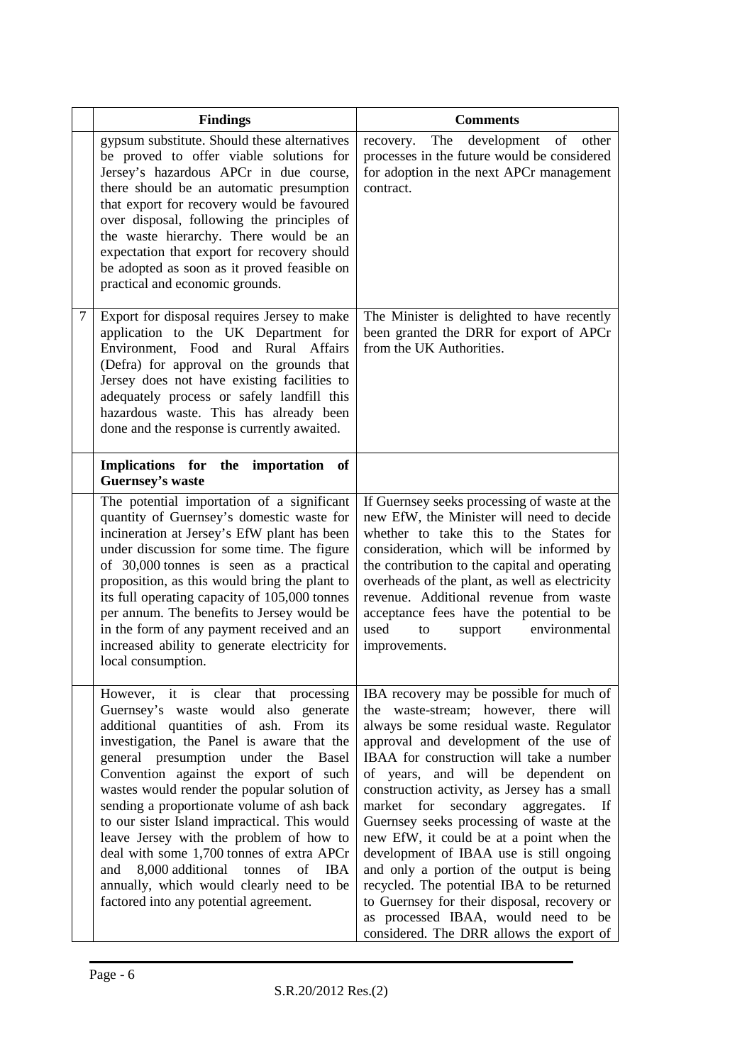| | Findings | Comments |
|---|---|---|
| | gypsum substitute. Should these alternatives be proved to offer viable solutions for Jersey's hazardous APCr in due course, there should be an automatic presumption that export for recovery would be favoured over disposal, following the principles of the waste hierarchy. There would be an expectation that export for recovery should be adopted as soon as it proved feasible on practical and economic grounds. | recovery. The development of other processes in the future would be considered for adoption in the next APCr management contract. |
| 7 | Export for disposal requires Jersey to make application to the UK Department for Environment, Food and Rural Affairs (Defra) for approval on the grounds that Jersey does not have existing facilities to adequately process or safely landfill this hazardous waste. This has already been done and the response is currently awaited. | The Minister is delighted to have recently been granted the DRR for export of APCr from the UK Authorities. |
| | **Implications for the importation of Guernsey's waste** | |
| | The potential importation of a significant quantity of Guernsey's domestic waste for incineration at Jersey's EfW plant has been under discussion for some time. The figure of 30,000 tonnes is seen as a practical proposition, as this would bring the plant to its full operating capacity of 105,000 tonnes per annum. The benefits to Jersey would be in the form of any payment received and an increased ability to generate electricity for local consumption. | If Guernsey seeks processing of waste at the new EfW, the Minister will need to decide whether to take this to the States for consideration, which will be informed by the contribution to the capital and operating overheads of the plant, as well as electricity revenue. Additional revenue from waste acceptance fees have the potential to be used to support environmental improvements. |
| | However, it is clear that processing Guernsey's waste would also generate additional quantities of ash. From its investigation, the Panel is aware that the general presumption under the Basel Convention against the export of such wastes would render the popular solution of sending a proportionate volume of ash back to our sister Island impractical. This would leave Jersey with the problem of how to deal with some 1,700 tonnes of extra APCr and 8,000 additional tonnes of IBA annually, which would clearly need to be factored into any potential agreement. | IBA recovery may be possible for much of the waste-stream; however, there will always be some residual waste. Regulator approval and development of the use of IBAA for construction will take a number of years, and will be dependent on construction activity, as Jersey has a small market for secondary aggregates. If Guernsey seeks processing of waste at the new EfW, it could be at a point when the development of IBAA use is still ongoing and only a portion of the output is being recycled. The potential IBA to be returned to Guernsey for their disposal, recovery or as processed IBAA, would need to be considered. The DRR allows the export of |

S.R.20/2012 Res.(2)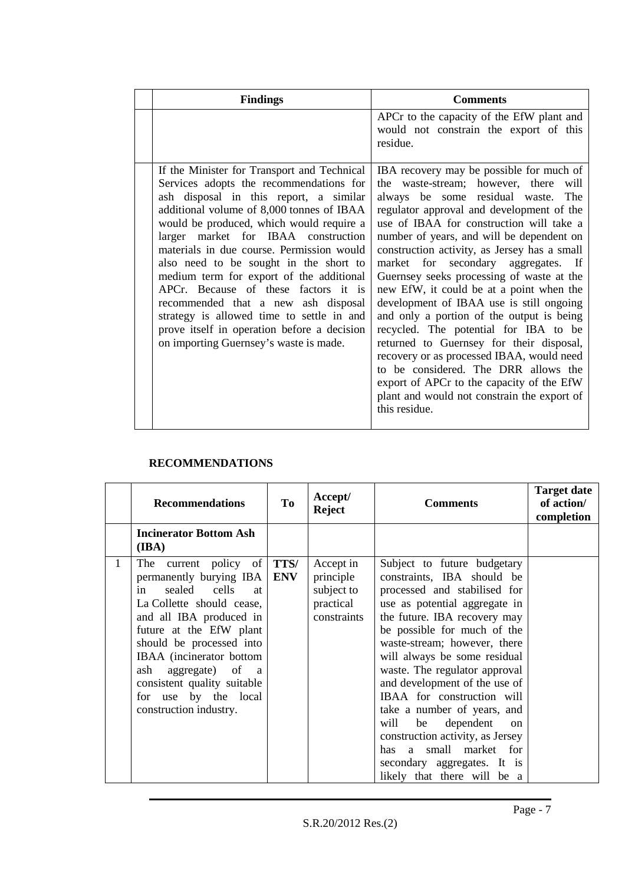| | Findings | Comments |
|---|---|---|
| | | APCr to the capacity of the EfW plant and would not constrain the export of this residue. |
| | If the Minister for Transport and Technical Services adopts the recommendations for ash disposal in this report, a similar additional volume of 8,000 tonnes of IBAA would be produced, which would require a larger market for IBAA construction materials in due course. Permission would also need to be sought in the short to medium term for export of the additional APCr. Because of these factors it is recommended that a new ash disposal strategy is allowed time to settle in and prove itself in operation before a decision on importing Guernsey's waste is made. | IBA recovery may be possible for much of the waste-stream; however, there will always be some residual waste. The regulator approval and development of the use of IBAA for construction will take a number of years, and will be dependent on construction activity, as Jersey has a small market for secondary aggregates. If Guernsey seeks processing of waste at the new EfW, it could be at a point when the development of IBAA use is still ongoing and only a portion of the output is being recycled. The potential for IBA to be returned to Guernsey for their disposal, recovery or as processed IBAA, would need to be considered. The DRR allows the export of APCr to the capacity of the EfW plant and would not constrain the export of this residue. |

**RECOMMENDATIONS**

| | Recommendations | To | Accept/ Reject | Comments | Target date of action/ completion |
|---|---|---|---|---|---|
| | **Incinerator Bottom Ash (IBA)** | | | | |
| 1 | The current policy of permanently burying IBA in sealed cells at La Collette should cease, and all IBA produced in future at the EfW plant should be processed into IBAA (incinerator bottom ash aggregate) of a consistent quality suitable for use by the local construction industry. | TTS/ ENV | Accept in principle subject to practical constraints | Subject to future budgetary constraints, IBA should be processed and stabilised for use as potential aggregate in the future. IBA recovery may be possible for much of the waste-stream; however, there will always be some residual waste. The regulator approval and development of the use of IBAA for construction will take a number of years, and will be dependent on construction activity, as Jersey has a small market for secondary aggregates. It is likely that there will be a | |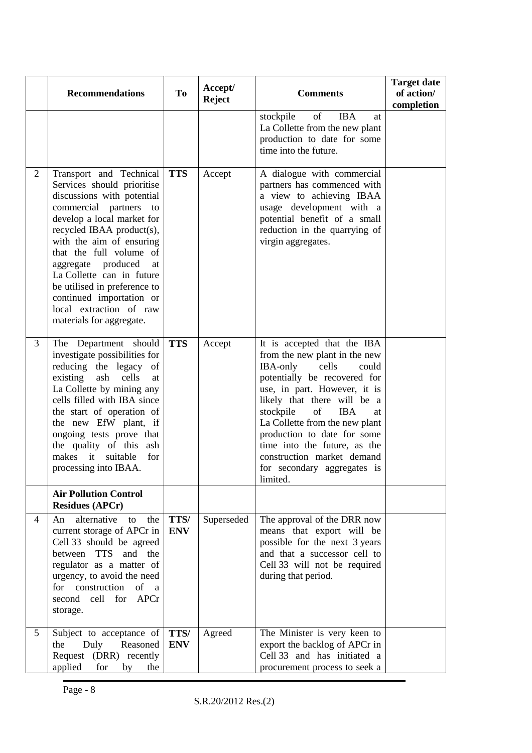| | Recommendations | To | Accept/ Reject | Comments | Target date of action/ completion |
|---|---|---|---|---|---|
| | | | | stockpile of IBA at La Collette from the new plant production to date for some time into the future. | |
| 2 | Transport and Technical Services should prioritise discussions with potential commercial partners to develop a local market for recycled IBAA product(s), with the aim of ensuring that the full volume of aggregate produced at La Collette can in future be utilised in preference to continued importation or local extraction of raw materials for aggregate. | **TTS** | Accept | A dialogue with commercial partners has commenced with a view to achieving IBAA usage development with a potential benefit of a small reduction in the quarrying of virgin aggregates. | |
| 3 | The Department should investigate possibilities for reducing the legacy of existing ash cells at La Collette by mining any cells filled with IBA since the start of operation of the new EfW plant, if ongoing tests prove that the quality of this ash makes it suitable for processing into IBAA. | **TTS** | Accept | It is accepted that the IBA from the new plant in the new IBA-only cells could potentially be recovered for use, in part. However, it is likely that there will be a stockpile of IBA at La Collette from the new plant production to date for some time into the future, as the construction market demand for secondary aggregates is limited. | |
| | **Air Pollution Control Residues (APCr)** | | | | |
| 4 | An alternative to the current storage of APCr in Cell 33 should be agreed between TTS and the regulator as a matter of urgency, to avoid the need for construction of a second cell for APCr storage. | **TTS/ ENV** | Superseded | The approval of the DRR now means that export will be possible for the next 3 years and that a successor cell to Cell 33 will not be required during that period. | |
| 5 | Subject to acceptance of the Duly Reasoned Request (DRR) recently applied for by the | **TTS/ ENV** | Agreed | The Minister is very keen to export the backlog of APCr in Cell 33 and has initiated a procurement process to seek a | |

S.R.20/2012 Res.(2)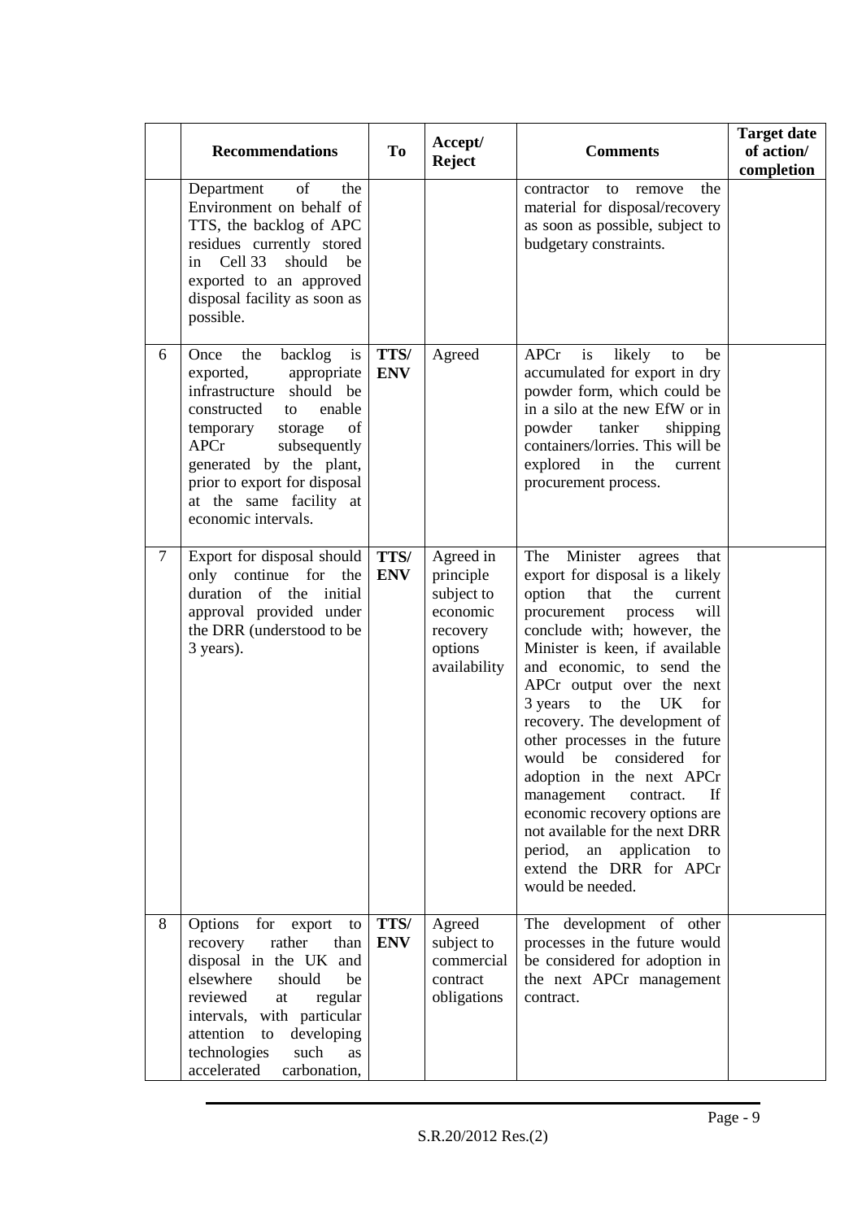|  | Recommendations | To | Accept/ Reject | Comments | Target date of action/ completion |
|---|---|---|---|---|---|
|  | Department of the Environment on behalf of TTS, the backlog of APC residues currently stored in Cell 33 should be exported to an approved disposal facility as soon as possible. |  |  | contractor to remove the material for disposal/recovery as soon as possible, subject to budgetary constraints. |  |
| 6 | Once the backlog is exported, appropriate infrastructure should be constructed to enable temporary storage of APCr subsequently generated by the plant, prior to export for disposal at the same facility at economic intervals. | TTS/ ENV | Agreed | APCr is likely to be accumulated for export in dry powder form, which could be in a silo at the new EfW or in powder tanker shipping containers/lorries. This will be explored in the current procurement process. |  |
| 7 | Export for disposal should only continue for the duration of the initial approval provided under the DRR (understood to be 3 years). | TTS/ ENV | Agreed in principle subject to economic recovery options availability | The Minister agrees that export for disposal is a likely option that the current procurement process will conclude with; however, the Minister is keen, if available and economic, to send the APCr output over the next 3 years to the UK for recovery. The development of other processes in the future would be considered for adoption in the next APCr management contract. If economic recovery options are not available for the next DRR period, an application to extend the DRR for APCr would be needed. |  |
| 8 | Options for export to recovery rather than disposal in the UK and elsewhere should be reviewed at regular intervals, with particular attention to developing technologies such as accelerated carbonation, | TTS/ ENV | Agreed subject to commercial contract obligations | The development of other processes in the future would be considered for adoption in the next APCr management contract. |  |

S.R.20/2012 Res.(2)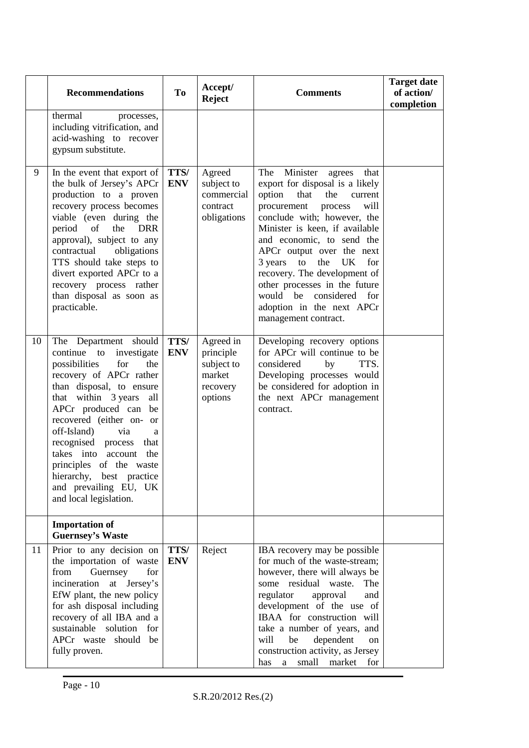|  | Recommendations | To | Accept/ Reject | Comments | Target date of action/ completion |
|---|---|---|---|---|---|
|  | thermal processes, including vitrification, and acid-washing to recover gypsum substitute. |  |  |  |  |
| 9 | In the event that export of the bulk of Jersey's APCr production to a proven recovery process becomes viable (even during the period of the DRR approval), subject to any contractual obligations TTS should take steps to divert exported APCr to a recovery process rather than disposal as soon as practicable. | **TTS/ ENV** | Agreed subject to commercial contract obligations | The Minister agrees that export for disposal is a likely option that the current procurement process will conclude with; however, the Minister is keen, if available and economic, to send the APCr output over the next 3 years to the UK for recovery. The development of other processes in the future would be considered for adoption in the next APCr management contract. |  |
| 10 | The Department should continue to investigate possibilities for the recovery of APCr rather than disposal, to ensure that within 3 years all APCr produced can be recovered (either on- or off-Island) via a recognised process that takes into account the principles of the waste hierarchy, best practice and prevailing EU, UK and local legislation. | **TTS/ ENV** | Agreed in principle subject to market recovery options | Developing recovery options for APCr will continue to be considered by TTS. Developing processes would be considered for adoption in the next APCr management contract. |  |
|  | **Importation of Guernsey's Waste** |  |  |  |  |
| 11 | Prior to any decision on the importation of waste from Guernsey for incineration at Jersey's EfW plant, the new policy for ash disposal including recovery of all IBA and a sustainable solution for APCr waste should be fully proven. | **TTS/ ENV** | Reject | IBA recovery may be possible for much of the waste-stream; however, there will always be some residual waste. The regulator approval and development of the use of IBAA for construction will take a number of years, and will be dependent on construction activity, as Jersey has a small market for |  |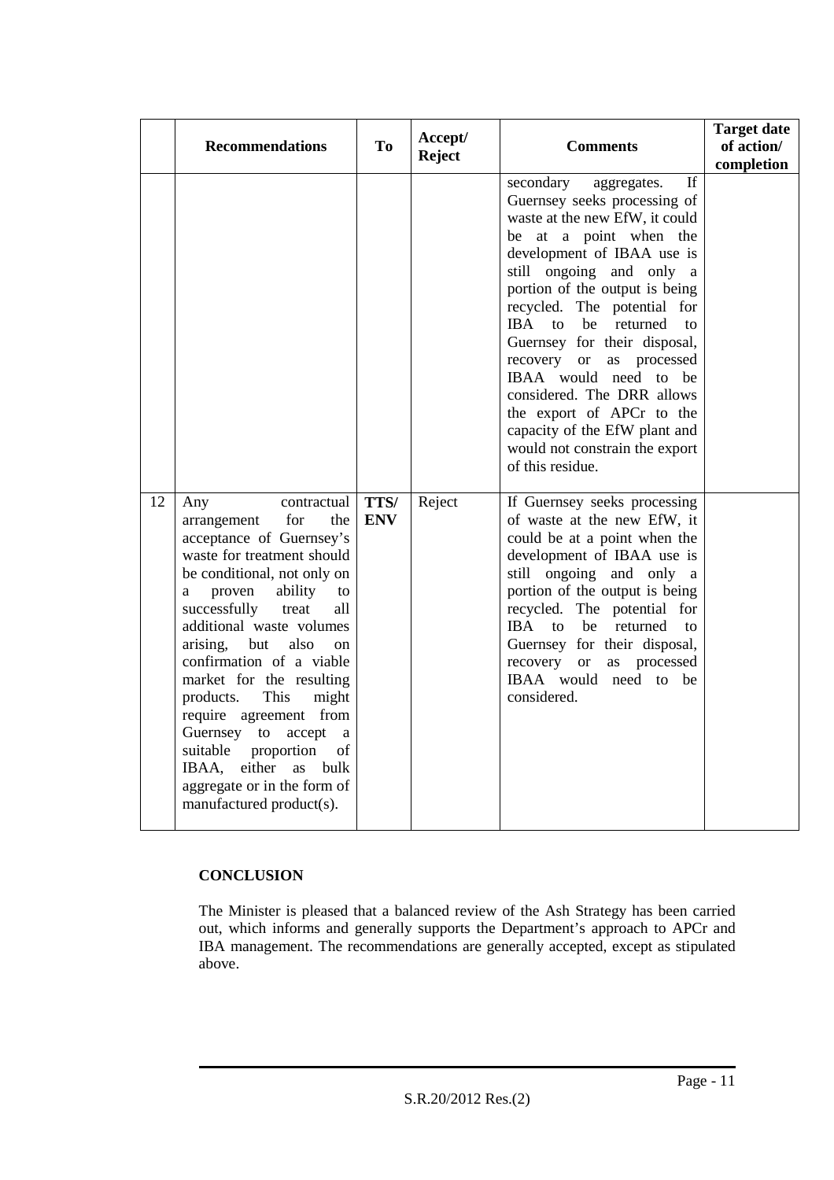| | Recommendations | To | Accept/ Reject | Comments | Target date of action/ completion |
|---|---|---|---|---|---|
| | | | | secondary aggregates. If Guernsey seeks processing of waste at the new EfW, it could be at a point when the development of IBAA use is still ongoing and only a portion of the output is being recycled. The potential for IBA to be returned to Guernsey for their disposal, recovery or as processed IBAA would need to be considered. The DRR allows the export of APCr to the capacity of the EfW plant and would not constrain the export of this residue. | |
| 12 | Any contractual arrangement for the acceptance of Guernsey's waste for treatment should be conditional, not only on a proven ability to successfully treat all additional waste volumes arising, but also on confirmation of a viable market for the resulting products. This might require agreement from Guernsey to accept a suitable proportion of IBAA, either as bulk aggregate or in the form of manufactured product(s). | TTS/ ENV | Reject | If Guernsey seeks processing of waste at the new EfW, it could be at a point when the development of IBAA use is still ongoing and only a portion of the output is being recycled. The potential for IBA to be returned to Guernsey for their disposal, recovery or as processed IBAA would need to be considered. | |

**CONCLUSION**

The Minister is pleased that a balanced review of the Ash Strategy has been carried out, which informs and generally supports the Department's approach to APCr and IBA management. The recommendations are generally accepted, except as stipulated above.